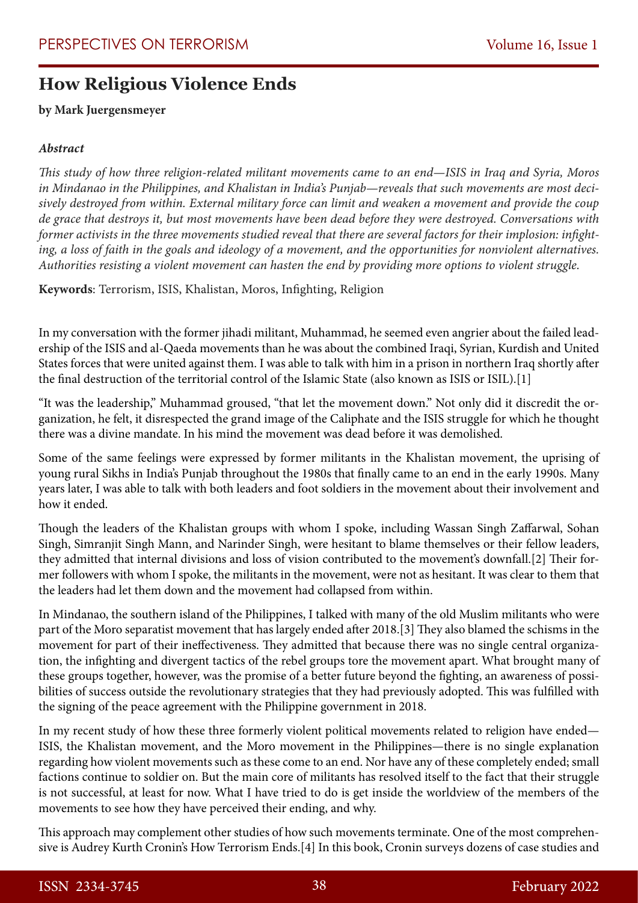# How Religious Violence Ends

**by Mark Juergensmeyer**

***Abstract***

*This study of how three religion-related militant movements came to an end—ISIS in Iraq and Syria, Moros in Mindanao in the Philippines, and Khalistan in India's Punjab—reveals that such movements are most decisively destroyed from within. External military force can limit and weaken a movement and provide the coup de grace that destroys it, but most movements have been dead before they were destroyed. Conversations with former activists in the three movements studied reveal that there are several factors for their implosion: infighting, a loss of faith in the goals and ideology of a movement, and the opportunities for nonviolent alternatives. Authorities resisting a violent movement can hasten the end by providing more options to violent struggle.*

**Keywords**: Terrorism, ISIS, Khalistan, Moros, Infighting, Religion

In my conversation with the former jihadi militant, Muhammad, he seemed even angrier about the failed leadership of the ISIS and al-Qaeda movements than he was about the combined Iraqi, Syrian, Kurdish and United States forces that were united against them. I was able to talk with him in a prison in northern Iraq shortly after the final destruction of the territorial control of the Islamic State (also known as ISIS or ISIL).[1]

"It was the leadership," Muhammad groused, "that let the movement down." Not only did it discredit the organization, he felt, it disrespected the grand image of the Caliphate and the ISIS struggle for which he thought there was a divine mandate. In his mind the movement was dead before it was demolished.

Some of the same feelings were expressed by former militants in the Khalistan movement, the uprising of young rural Sikhs in India's Punjab throughout the 1980s that finally came to an end in the early 1990s. Many years later, I was able to talk with both leaders and foot soldiers in the movement about their involvement and how it ended.

Though the leaders of the Khalistan groups with whom I spoke, including Wassan Singh Zaffarwal, Sohan Singh, Simranjit Singh Mann, and Narinder Singh, were hesitant to blame themselves or their fellow leaders, they admitted that internal divisions and loss of vision contributed to the movement's downfall.[2] Their former followers with whom I spoke, the militants in the movement, were not as hesitant. It was clear to them that the leaders had let them down and the movement had collapsed from within.

In Mindanao, the southern island of the Philippines, I talked with many of the old Muslim militants who were part of the Moro separatist movement that has largely ended after 2018.[3] They also blamed the schisms in the movement for part of their ineffectiveness. They admitted that because there was no single central organization, the infighting and divergent tactics of the rebel groups tore the movement apart. What brought many of these groups together, however, was the promise of a better future beyond the fighting, an awareness of possibilities of success outside the revolutionary strategies that they had previously adopted. This was fulfilled with the signing of the peace agreement with the Philippine government in 2018.

In my recent study of how these three formerly violent political movements related to religion have ended—ISIS, the Khalistan movement, and the Moro movement in the Philippines—there is no single explanation regarding how violent movements such as these come to an end. Nor have any of these completely ended; small factions continue to soldier on. But the main core of militants has resolved itself to the fact that their struggle is not successful, at least for now. What I have tried to do is get inside the worldview of the members of the movements to see how they have perceived their ending, and why.

This approach may complement other studies of how such movements terminate. One of the most comprehensive is Audrey Kurth Cronin's How Terrorism Ends.[4] In this book, Cronin surveys dozens of case studies and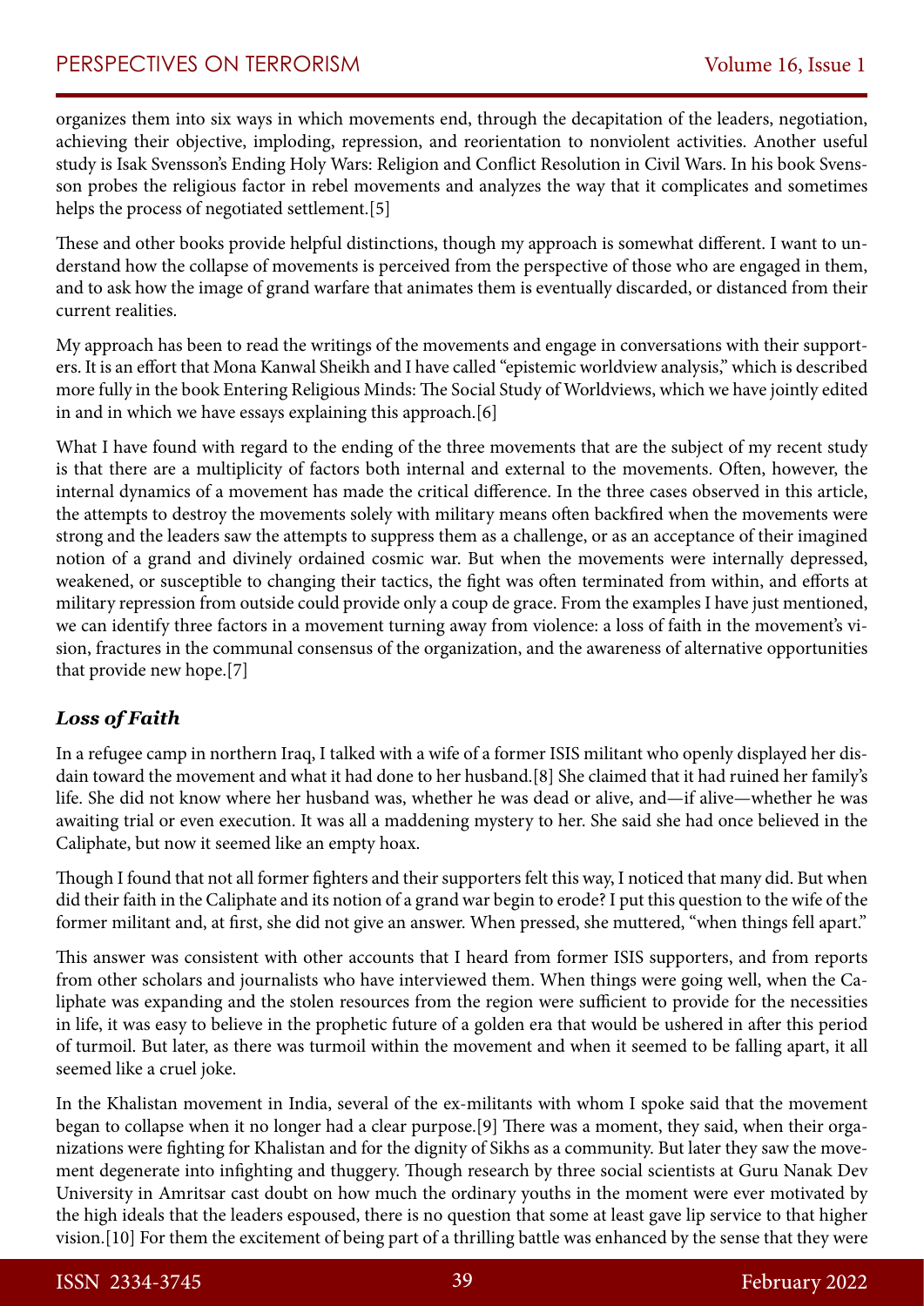organizes them into six ways in which movements end, through the decapitation of the leaders, negotiation, achieving their objective, imploding, repression, and reorientation to nonviolent activities. Another useful study is Isak Svensson's Ending Holy Wars: Religion and Conflict Resolution in Civil Wars. In his book Svensson probes the religious factor in rebel movements and analyzes the way that it complicates and sometimes helps the process of negotiated settlement.[5]

These and other books provide helpful distinctions, though my approach is somewhat different. I want to understand how the collapse of movements is perceived from the perspective of those who are engaged in them, and to ask how the image of grand warfare that animates them is eventually discarded, or distanced from their current realities.

My approach has been to read the writings of the movements and engage in conversations with their supporters. It is an effort that Mona Kanwal Sheikh and I have called "epistemic worldview analysis," which is described more fully in the book Entering Religious Minds: The Social Study of Worldviews, which we have jointly edited in and in which we have essays explaining this approach.[6]

What I have found with regard to the ending of the three movements that are the subject of my recent study is that there are a multiplicity of factors both internal and external to the movements. Often, however, the internal dynamics of a movement has made the critical difference. In the three cases observed in this article, the attempts to destroy the movements solely with military means often backfired when the movements were strong and the leaders saw the attempts to suppress them as a challenge, or as an acceptance of their imagined notion of a grand and divinely ordained cosmic war. But when the movements were internally depressed, weakened, or susceptible to changing their tactics, the fight was often terminated from within, and efforts at military repression from outside could provide only a coup de grace. From the examples I have just mentioned, we can identify three factors in a movement turning away from violence: a loss of faith in the movement's vision, fractures in the communal consensus of the organization, and the awareness of alternative opportunities that provide new hope.[7]

## *Loss of Faith*

In a refugee camp in northern Iraq, I talked with a wife of a former ISIS militant who openly displayed her disdain toward the movement and what it had done to her husband.[8] She claimed that it had ruined her family's life. She did not know where her husband was, whether he was dead or alive, and—if alive—whether he was awaiting trial or even execution. It was all a maddening mystery to her. She said she had once believed in the Caliphate, but now it seemed like an empty hoax.

Though I found that not all former fighters and their supporters felt this way, I noticed that many did. But when did their faith in the Caliphate and its notion of a grand war begin to erode? I put this question to the wife of the former militant and, at first, she did not give an answer. When pressed, she muttered, "when things fell apart."

This answer was consistent with other accounts that I heard from former ISIS supporters, and from reports from other scholars and journalists who have interviewed them. When things were going well, when the Caliphate was expanding and the stolen resources from the region were sufficient to provide for the necessities in life, it was easy to believe in the prophetic future of a golden era that would be ushered in after this period of turmoil. But later, as there was turmoil within the movement and when it seemed to be falling apart, it all seemed like a cruel joke.

In the Khalistan movement in India, several of the ex-militants with whom I spoke said that the movement began to collapse when it no longer had a clear purpose.[9] There was a moment, they said, when their organizations were fighting for Khalistan and for the dignity of Sikhs as a community. But later they saw the movement degenerate into infighting and thuggery. Though research by three social scientists at Guru Nanak Dev University in Amritsar cast doubt on how much the ordinary youths in the moment were ever motivated by the high ideals that the leaders espoused, there is no question that some at least gave lip service to that higher vision.[10] For them the excitement of being part of a thrilling battle was enhanced by the sense that they were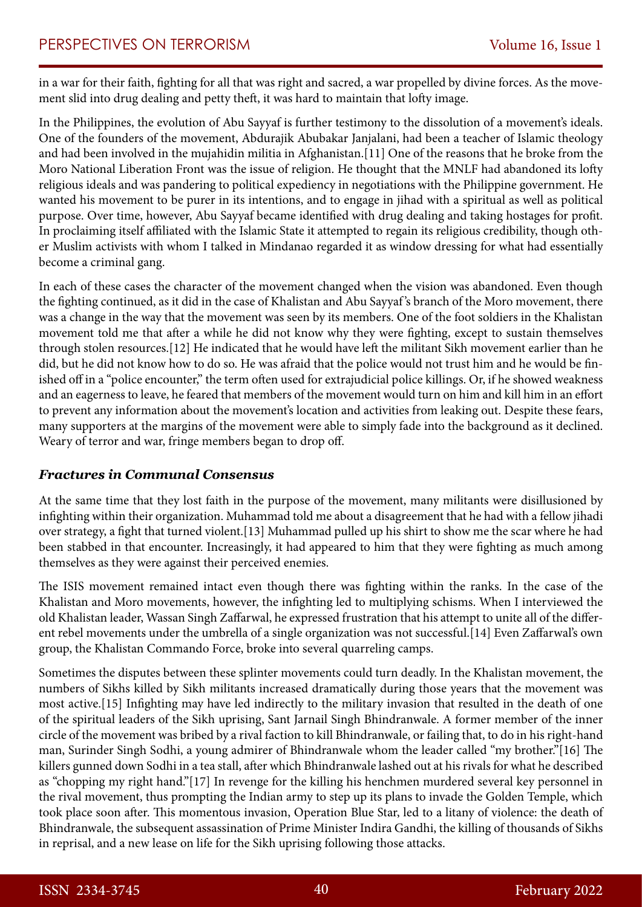in a war for their faith, fighting for all that was right and sacred, a war propelled by divine forces. As the movement slid into drug dealing and petty theft, it was hard to maintain that lofty image.

In the Philippines, the evolution of Abu Sayyaf is further testimony to the dissolution of a movement's ideals. One of the founders of the movement, Abdurajik Abubakar Janjalani, had been a teacher of Islamic theology and had been involved in the mujahidin militia in Afghanistan.[11] One of the reasons that he broke from the Moro National Liberation Front was the issue of religion. He thought that the MNLF had abandoned its lofty religious ideals and was pandering to political expediency in negotiations with the Philippine government. He wanted his movement to be purer in its intentions, and to engage in jihad with a spiritual as well as political purpose. Over time, however, Abu Sayyaf became identified with drug dealing and taking hostages for profit. In proclaiming itself affiliated with the Islamic State it attempted to regain its religious credibility, though other Muslim activists with whom I talked in Mindanao regarded it as window dressing for what had essentially become a criminal gang.

In each of these cases the character of the movement changed when the vision was abandoned. Even though the fighting continued, as it did in the case of Khalistan and Abu Sayyaf's branch of the Moro movement, there was a change in the way that the movement was seen by its members. One of the foot soldiers in the Khalistan movement told me that after a while he did not know why they were fighting, except to sustain themselves through stolen resources.[12] He indicated that he would have left the militant Sikh movement earlier than he did, but he did not know how to do so. He was afraid that the police would not trust him and he would be finished off in a "police encounter," the term often used for extrajudicial police killings. Or, if he showed weakness and an eagerness to leave, he feared that members of the movement would turn on him and kill him in an effort to prevent any information about the movement's location and activities from leaking out. Despite these fears, many supporters at the margins of the movement were able to simply fade into the background as it declined. Weary of terror and war, fringe members began to drop off.

### ***Fractures in Communal Consensus***

At the same time that they lost faith in the purpose of the movement, many militants were disillusioned by infighting within their organization. Muhammad told me about a disagreement that he had with a fellow jihadi over strategy, a fight that turned violent.[13] Muhammad pulled up his shirt to show me the scar where he had been stabbed in that encounter. Increasingly, it had appeared to him that they were fighting as much among themselves as they were against their perceived enemies.

The ISIS movement remained intact even though there was fighting within the ranks. In the case of the Khalistan and Moro movements, however, the infighting led to multiplying schisms. When I interviewed the old Khalistan leader, Wassan Singh Zaffarwal, he expressed frustration that his attempt to unite all of the different rebel movements under the umbrella of a single organization was not successful.[14] Even Zaffarwal's own group, the Khalistan Commando Force, broke into several quarreling camps.

Sometimes the disputes between these splinter movements could turn deadly. In the Khalistan movement, the numbers of Sikhs killed by Sikh militants increased dramatically during those years that the movement was most active.[15] Infighting may have led indirectly to the military invasion that resulted in the death of one of the spiritual leaders of the Sikh uprising, Sant Jarnail Singh Bhindranwale. A former member of the inner circle of the movement was bribed by a rival faction to kill Bhindranwale, or failing that, to do in his right-hand man, Surinder Singh Sodhi, a young admirer of Bhindranwale whom the leader called "my brother."[16] The killers gunned down Sodhi in a tea stall, after which Bhindranwale lashed out at his rivals for what he described as "chopping my right hand."[17] In revenge for the killing his henchmen murdered several key personnel in the rival movement, thus prompting the Indian army to step up its plans to invade the Golden Temple, which took place soon after. This momentous invasion, Operation Blue Star, led to a litany of violence: the death of Bhindranwale, the subsequent assassination of Prime Minister Indira Gandhi, the killing of thousands of Sikhs in reprisal, and a new lease on life for the Sikh uprising following those attacks.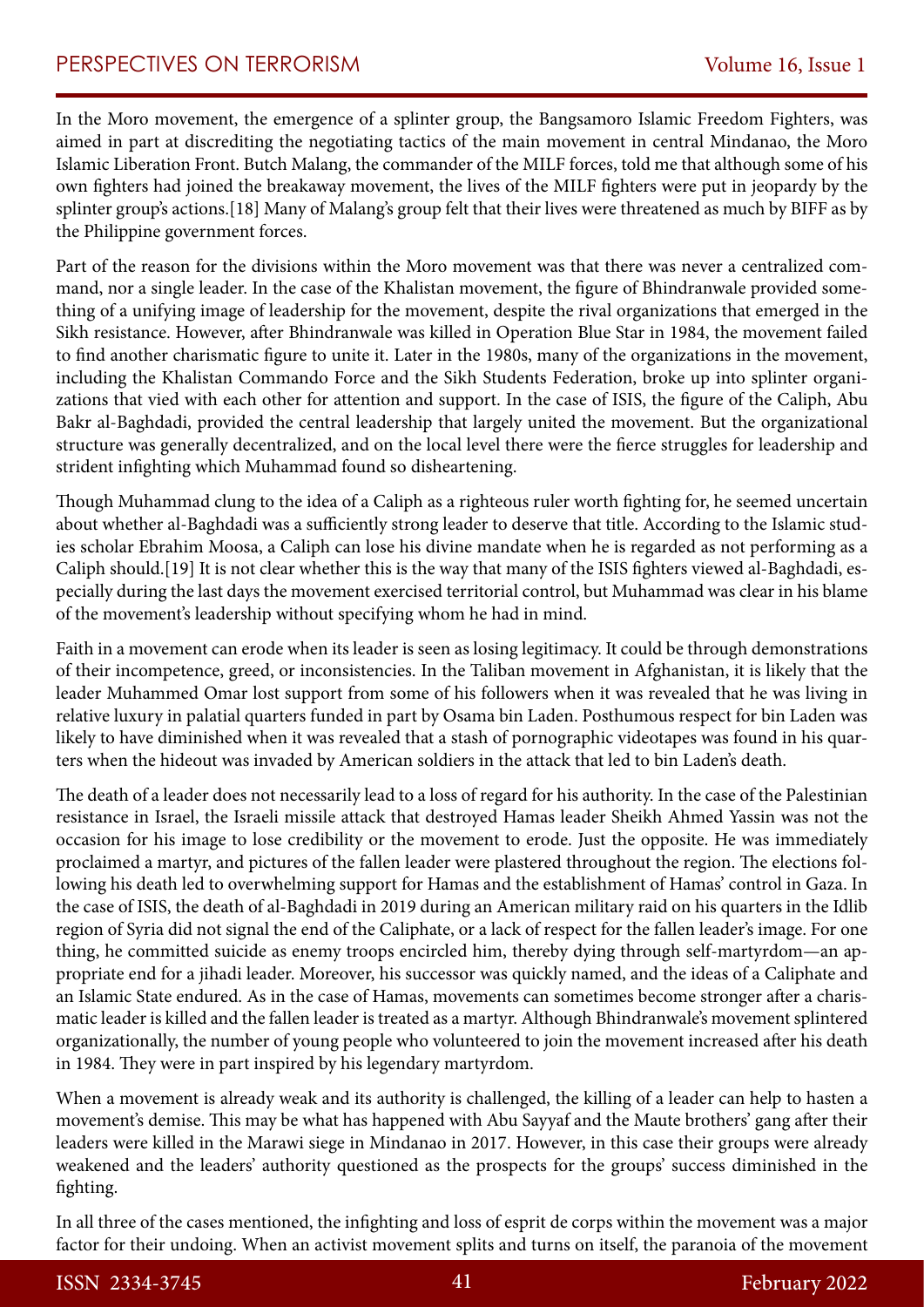In the Moro movement, the emergence of a splinter group, the Bangsamoro Islamic Freedom Fighters, was aimed in part at discrediting the negotiating tactics of the main movement in central Mindanao, the Moro Islamic Liberation Front. Butch Malang, the commander of the MILF forces, told me that although some of his own fighters had joined the breakaway movement, the lives of the MILF fighters were put in jeopardy by the splinter group's actions.[18] Many of Malang's group felt that their lives were threatened as much by BIFF as by the Philippine government forces.

Part of the reason for the divisions within the Moro movement was that there was never a centralized command, nor a single leader. In the case of the Khalistan movement, the figure of Bhindranwale provided something of a unifying image of leadership for the movement, despite the rival organizations that emerged in the Sikh resistance. However, after Bhindranwale was killed in Operation Blue Star in 1984, the movement failed to find another charismatic figure to unite it. Later in the 1980s, many of the organizations in the movement, including the Khalistan Commando Force and the Sikh Students Federation, broke up into splinter organizations that vied with each other for attention and support. In the case of ISIS, the figure of the Caliph, Abu Bakr al-Baghdadi, provided the central leadership that largely united the movement. But the organizational structure was generally decentralized, and on the local level there were the fierce struggles for leadership and strident infighting which Muhammad found so disheartening.

Though Muhammad clung to the idea of a Caliph as a righteous ruler worth fighting for, he seemed uncertain about whether al-Baghdadi was a sufficiently strong leader to deserve that title. According to the Islamic studies scholar Ebrahim Moosa, a Caliph can lose his divine mandate when he is regarded as not performing as a Caliph should.[19] It is not clear whether this is the way that many of the ISIS fighters viewed al-Baghdadi, especially during the last days the movement exercised territorial control, but Muhammad was clear in his blame of the movement's leadership without specifying whom he had in mind.

Faith in a movement can erode when its leader is seen as losing legitimacy. It could be through demonstrations of their incompetence, greed, or inconsistencies. In the Taliban movement in Afghanistan, it is likely that the leader Muhammed Omar lost support from some of his followers when it was revealed that he was living in relative luxury in palatial quarters funded in part by Osama bin Laden. Posthumous respect for bin Laden was likely to have diminished when it was revealed that a stash of pornographic videotapes was found in his quarters when the hideout was invaded by American soldiers in the attack that led to bin Laden's death.

The death of a leader does not necessarily lead to a loss of regard for his authority. In the case of the Palestinian resistance in Israel, the Israeli missile attack that destroyed Hamas leader Sheikh Ahmed Yassin was not the occasion for his image to lose credibility or the movement to erode. Just the opposite. He was immediately proclaimed a martyr, and pictures of the fallen leader were plastered throughout the region. The elections following his death led to overwhelming support for Hamas and the establishment of Hamas' control in Gaza. In the case of ISIS, the death of al-Baghdadi in 2019 during an American military raid on his quarters in the Idlib region of Syria did not signal the end of the Caliphate, or a lack of respect for the fallen leader's image. For one thing, he committed suicide as enemy troops encircled him, thereby dying through self-martyrdom—an appropriate end for a jihadi leader. Moreover, his successor was quickly named, and the ideas of a Caliphate and an Islamic State endured. As in the case of Hamas, movements can sometimes become stronger after a charismatic leader is killed and the fallen leader is treated as a martyr. Although Bhindranwale's movement splintered organizationally, the number of young people who volunteered to join the movement increased after his death in 1984. They were in part inspired by his legendary martyrdom.

When a movement is already weak and its authority is challenged, the killing of a leader can help to hasten a movement's demise. This may be what has happened with Abu Sayyaf and the Maute brothers' gang after their leaders were killed in the Marawi siege in Mindanao in 2017. However, in this case their groups were already weakened and the leaders' authority questioned as the prospects for the groups' success diminished in the fighting.

In all three of the cases mentioned, the infighting and loss of esprit de corps within the movement was a major factor for their undoing. When an activist movement splits and turns on itself, the paranoia of the movement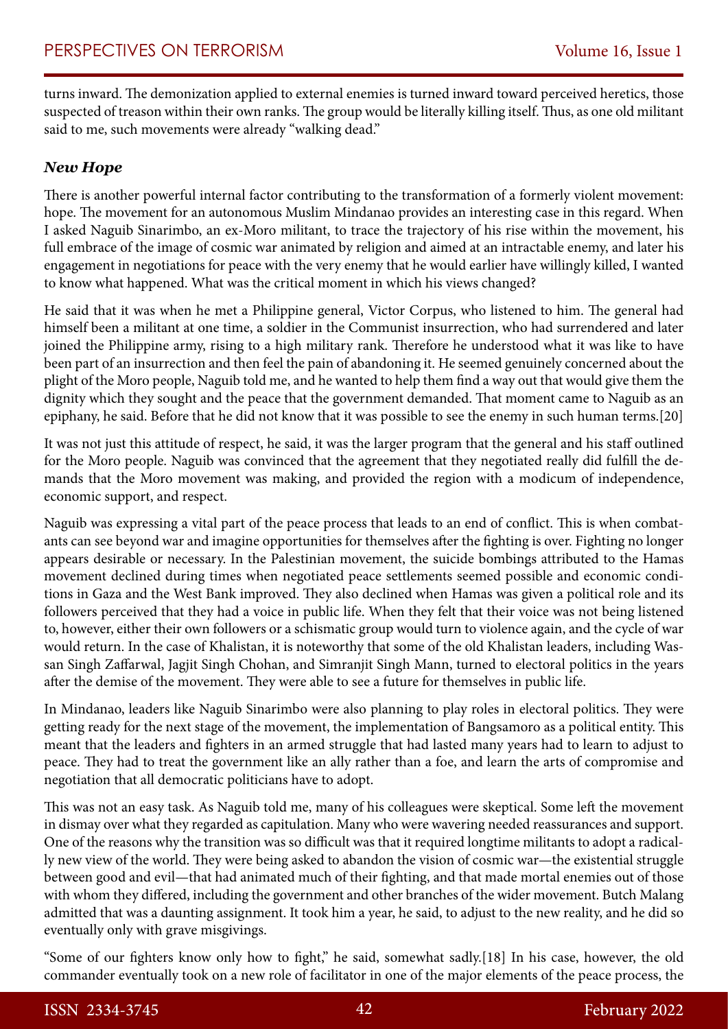turns inward. The demonization applied to external enemies is turned inward toward perceived heretics, those suspected of treason within their own ranks. The group would be literally killing itself. Thus, as one old militant said to me, such movements were already "walking dead."

### *New Hope*

There is another powerful internal factor contributing to the transformation of a formerly violent movement: hope. The movement for an autonomous Muslim Mindanao provides an interesting case in this regard. When I asked Naguib Sinarimbo, an ex-Moro militant, to trace the trajectory of his rise within the movement, his full embrace of the image of cosmic war animated by religion and aimed at an intractable enemy, and later his engagement in negotiations for peace with the very enemy that he would earlier have willingly killed, I wanted to know what happened. What was the critical moment in which his views changed?

He said that it was when he met a Philippine general, Victor Corpus, who listened to him. The general had himself been a militant at one time, a soldier in the Communist insurrection, who had surrendered and later joined the Philippine army, rising to a high military rank. Therefore he understood what it was like to have been part of an insurrection and then feel the pain of abandoning it. He seemed genuinely concerned about the plight of the Moro people, Naguib told me, and he wanted to help them find a way out that would give them the dignity which they sought and the peace that the government demanded. That moment came to Naguib as an epiphany, he said. Before that he did not know that it was possible to see the enemy in such human terms.[20]

It was not just this attitude of respect, he said, it was the larger program that the general and his staff outlined for the Moro people. Naguib was convinced that the agreement that they negotiated really did fulfill the demands that the Moro movement was making, and provided the region with a modicum of independence, economic support, and respect.

Naguib was expressing a vital part of the peace process that leads to an end of conflict. This is when combatants can see beyond war and imagine opportunities for themselves after the fighting is over. Fighting no longer appears desirable or necessary. In the Palestinian movement, the suicide bombings attributed to the Hamas movement declined during times when negotiated peace settlements seemed possible and economic conditions in Gaza and the West Bank improved. They also declined when Hamas was given a political role and its followers perceived that they had a voice in public life. When they felt that their voice was not being listened to, however, either their own followers or a schismatic group would turn to violence again, and the cycle of war would return. In the case of Khalistan, it is noteworthy that some of the old Khalistan leaders, including Wassan Singh Zaffarwal, Jagjit Singh Chohan, and Simranjit Singh Mann, turned to electoral politics in the years after the demise of the movement. They were able to see a future for themselves in public life.

In Mindanao, leaders like Naguib Sinarimbo were also planning to play roles in electoral politics. They were getting ready for the next stage of the movement, the implementation of Bangsamoro as a political entity. This meant that the leaders and fighters in an armed struggle that had lasted many years had to learn to adjust to peace. They had to treat the government like an ally rather than a foe, and learn the arts of compromise and negotiation that all democratic politicians have to adopt.

This was not an easy task. As Naguib told me, many of his colleagues were skeptical. Some left the movement in dismay over what they regarded as capitulation. Many who were wavering needed reassurances and support. One of the reasons why the transition was so difficult was that it required longtime militants to adopt a radically new view of the world. They were being asked to abandon the vision of cosmic war—the existential struggle between good and evil—that had animated much of their fighting, and that made mortal enemies out of those with whom they differed, including the government and other branches of the wider movement. Butch Malang admitted that was a daunting assignment. It took him a year, he said, to adjust to the new reality, and he did so eventually only with grave misgivings.

"Some of our fighters know only how to fight," he said, somewhat sadly.[18] In his case, however, the old commander eventually took on a new role of facilitator in one of the major elements of the peace process, the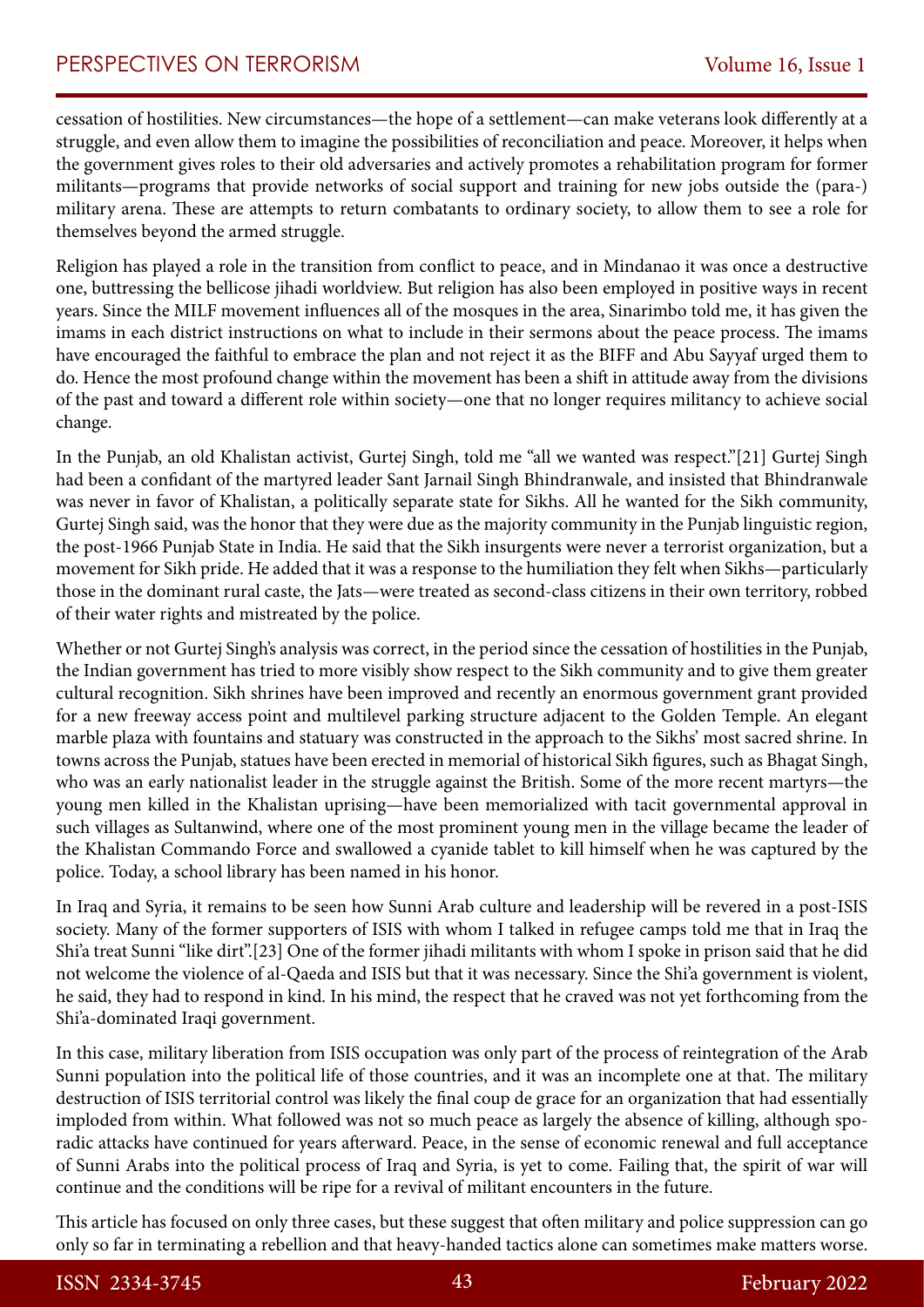cessation of hostilities. New circumstances—the hope of a settlement—can make veterans look differently at a struggle, and even allow them to imagine the possibilities of reconciliation and peace. Moreover, it helps when the government gives roles to their old adversaries and actively promotes a rehabilitation program for former militants—programs that provide networks of social support and training for new jobs outside the (para-) military arena. These are attempts to return combatants to ordinary society, to allow them to see a role for themselves beyond the armed struggle.

Religion has played a role in the transition from conflict to peace, and in Mindanao it was once a destructive one, buttressing the bellicose jihadi worldview. But religion has also been employed in positive ways in recent years. Since the MILF movement influences all of the mosques in the area, Sinarimbo told me, it has given the imams in each district instructions on what to include in their sermons about the peace process. The imams have encouraged the faithful to embrace the plan and not reject it as the BIFF and Abu Sayyaf urged them to do. Hence the most profound change within the movement has been a shift in attitude away from the divisions of the past and toward a different role within society—one that no longer requires militancy to achieve social change.

In the Punjab, an old Khalistan activist, Gurtej Singh, told me "all we wanted was respect."[21] Gurtej Singh had been a confidant of the martyred leader Sant Jarnail Singh Bhindranwale, and insisted that Bhindranwale was never in favor of Khalistan, a politically separate state for Sikhs. All he wanted for the Sikh community, Gurtej Singh said, was the honor that they were due as the majority community in the Punjab linguistic region, the post-1966 Punjab State in India. He said that the Sikh insurgents were never a terrorist organization, but a movement for Sikh pride. He added that it was a response to the humiliation they felt when Sikhs—particularly those in the dominant rural caste, the Jats—were treated as second-class citizens in their own territory, robbed of their water rights and mistreated by the police.

Whether or not Gurtej Singh's analysis was correct, in the period since the cessation of hostilities in the Punjab, the Indian government has tried to more visibly show respect to the Sikh community and to give them greater cultural recognition. Sikh shrines have been improved and recently an enormous government grant provided for a new freeway access point and multilevel parking structure adjacent to the Golden Temple. An elegant marble plaza with fountains and statuary was constructed in the approach to the Sikhs' most sacred shrine. In towns across the Punjab, statues have been erected in memorial of historical Sikh figures, such as Bhagat Singh, who was an early nationalist leader in the struggle against the British. Some of the more recent martyrs—the young men killed in the Khalistan uprising—have been memorialized with tacit governmental approval in such villages as Sultanwind, where one of the most prominent young men in the village became the leader of the Khalistan Commando Force and swallowed a cyanide tablet to kill himself when he was captured by the police. Today, a school library has been named in his honor.

In Iraq and Syria, it remains to be seen how Sunni Arab culture and leadership will be revered in a post-ISIS society. Many of the former supporters of ISIS with whom I talked in refugee camps told me that in Iraq the Shi'a treat Sunni "like dirt".[23] One of the former jihadi militants with whom I spoke in prison said that he did not welcome the violence of al-Qaeda and ISIS but that it was necessary. Since the Shi'a government is violent, he said, they had to respond in kind. In his mind, the respect that he craved was not yet forthcoming from the Shi'a-dominated Iraqi government.

In this case, military liberation from ISIS occupation was only part of the process of reintegration of the Arab Sunni population into the political life of those countries, and it was an incomplete one at that. The military destruction of ISIS territorial control was likely the final coup de grace for an organization that had essentially imploded from within. What followed was not so much peace as largely the absence of killing, although sporadic attacks have continued for years afterward. Peace, in the sense of economic renewal and full acceptance of Sunni Arabs into the political process of Iraq and Syria, is yet to come. Failing that, the spirit of war will continue and the conditions will be ripe for a revival of militant encounters in the future.

This article has focused on only three cases, but these suggest that often military and police suppression can go only so far in terminating a rebellion and that heavy-handed tactics alone can sometimes make matters worse.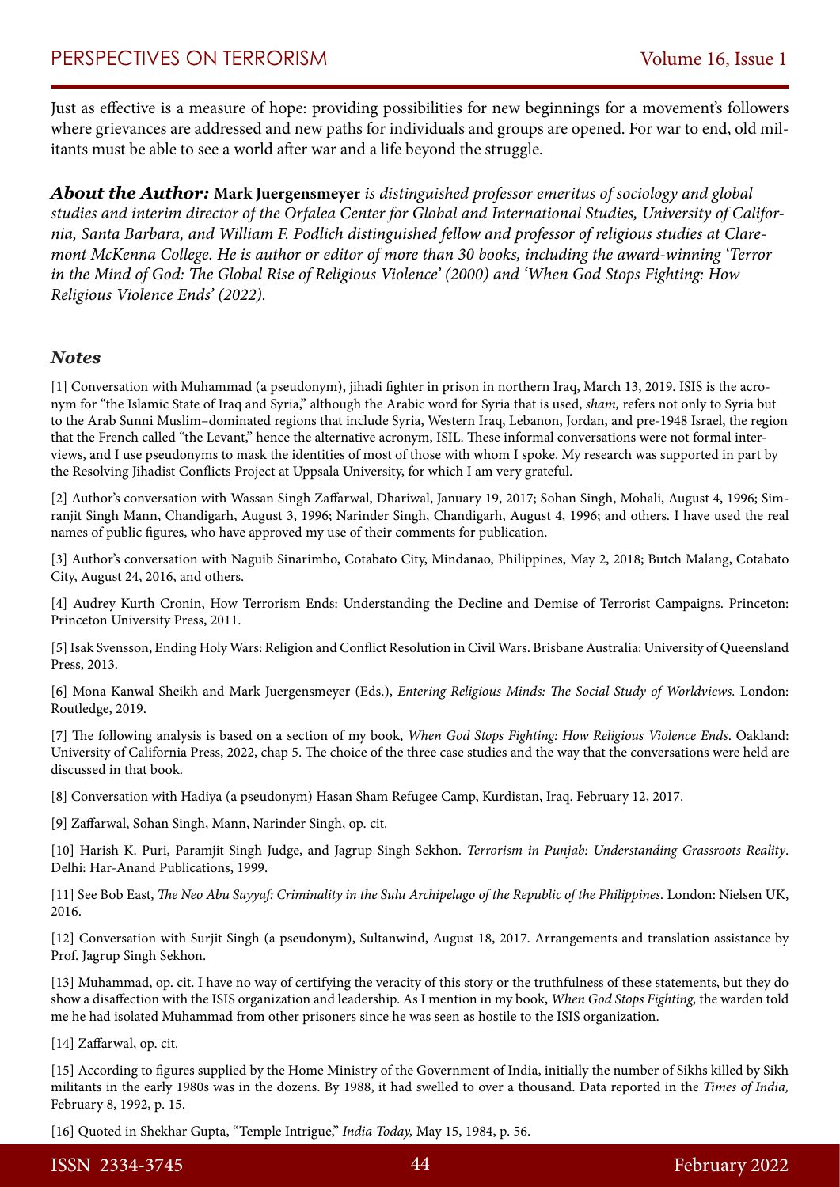Just as effective is a measure of hope: providing possibilities for new beginnings for a movement's followers where grievances are addressed and new paths for individuals and groups are opened. For war to end, old militants must be able to see a world after war and a life beyond the struggle.

***About the Author:*** **Mark Juergensmeyer** *is distinguished professor emeritus of sociology and global studies and interim director of the Orfalea Center for Global and International Studies, University of California, Santa Barbara, and William F. Podlich distinguished fellow and professor of religious studies at Claremont McKenna College. He is author or editor of more than 30 books, including the award-winning 'Terror in the Mind of God: The Global Rise of Religious Violence' (2000) and 'When God Stops Fighting: How Religious Violence Ends' (2022).*

## *Notes*

[1] Conversation with Muhammad (a pseudonym), jihadi fighter in prison in northern Iraq, March 13, 2019. ISIS is the acronym for "the Islamic State of Iraq and Syria," although the Arabic word for Syria that is used, *sham,* refers not only to Syria but to the Arab Sunni Muslim–dominated regions that include Syria, Western Iraq, Lebanon, Jordan, and pre-1948 Israel, the region that the French called "the Levant," hence the alternative acronym, ISIL. These informal conversations were not formal interviews, and I use pseudonyms to mask the identities of most of those with whom I spoke. My research was supported in part by the Resolving Jihadist Conflicts Project at Uppsala University, for which I am very grateful.

[2] Author's conversation with Wassan Singh Zaffarwal, Dhariwal, January 19, 2017; Sohan Singh, Mohali, August 4, 1996; Simranjit Singh Mann, Chandigarh, August 3, 1996; Narinder Singh, Chandigarh, August 4, 1996; and others. I have used the real names of public figures, who have approved my use of their comments for publication.

[3] Author's conversation with Naguib Sinarimbo, Cotabato City, Mindanao, Philippines, May 2, 2018; Butch Malang, Cotabato City, August 24, 2016, and others.

[4] Audrey Kurth Cronin, How Terrorism Ends: Understanding the Decline and Demise of Terrorist Campaigns. Princeton: Princeton University Press, 2011.

[5] Isak Svensson, Ending Holy Wars: Religion and Conflict Resolution in Civil Wars. Brisbane Australia: University of Queensland Press, 2013.

[6] Mona Kanwal Sheikh and Mark Juergensmeyer (Eds.), *Entering Religious Minds: The Social Study of Worldviews.* London: Routledge, 2019.

[7] The following analysis is based on a section of my book, *When God Stops Fighting: How Religious Violence Ends*. Oakland: University of California Press, 2022, chap 5. The choice of the three case studies and the way that the conversations were held are discussed in that book.

[8] Conversation with Hadiya (a pseudonym) Hasan Sham Refugee Camp, Kurdistan, Iraq. February 12, 2017.

[9] Zaffarwal, Sohan Singh, Mann, Narinder Singh, op. cit.

[10] Harish K. Puri, Paramjit Singh Judge, and Jagrup Singh Sekhon. *Terrorism in Punjab: Understanding Grassroots Reality*. Delhi: Har-Anand Publications, 1999.

[11] See Bob East, *The Neo Abu Sayyaf: Criminality in the Sulu Archipelago of the Republic of the Philippines.* London: Nielsen UK, 2016.

[12] Conversation with Surjit Singh (a pseudonym), Sultanwind, August 18, 2017. Arrangements and translation assistance by Prof. Jagrup Singh Sekhon.

[13] Muhammad, op. cit. I have no way of certifying the veracity of this story or the truthfulness of these statements, but they do show a disaffection with the ISIS organization and leadership. As I mention in my book, *When God Stops Fighting,* the warden told me he had isolated Muhammad from other prisoners since he was seen as hostile to the ISIS organization.

[14] Zaffarwal, op. cit.

[15] According to figures supplied by the Home Ministry of the Government of India, initially the number of Sikhs killed by Sikh militants in the early 1980s was in the dozens. By 1988, it had swelled to over a thousand. Data reported in the *Times of India,* February 8, 1992, p. 15.

[16] Quoted in Shekhar Gupta, "Temple Intrigue," *India Today,* May 15, 1984, p. 56.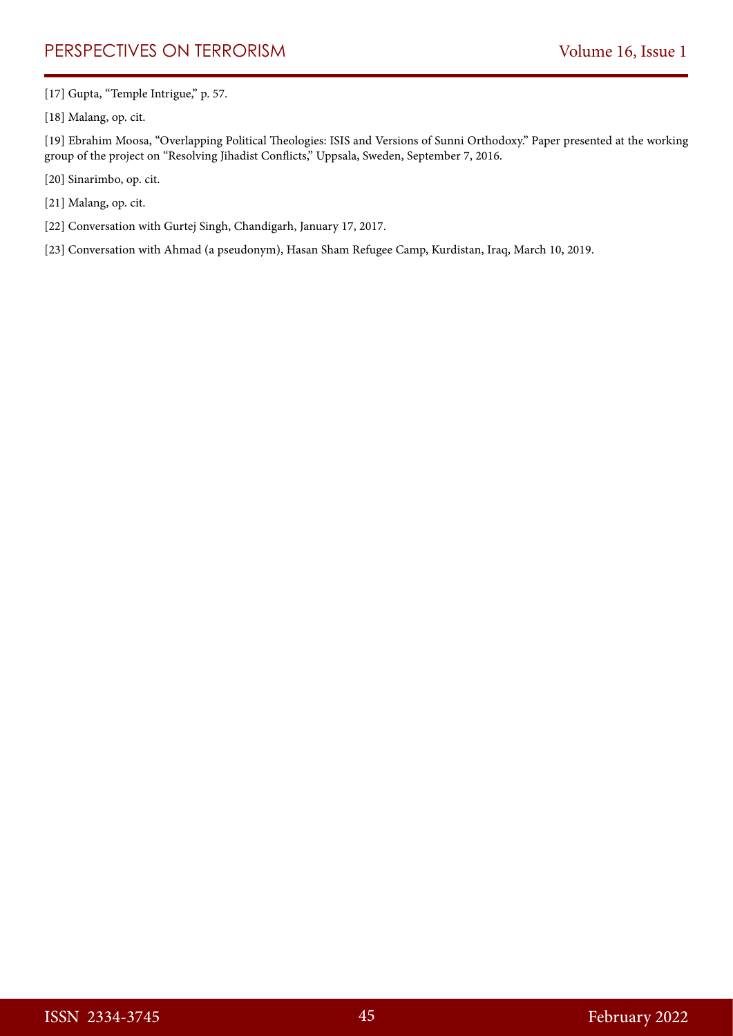[17] Gupta, "Temple Intrigue," p. 57.

[18] Malang, op. cit.

[19] Ebrahim Moosa, "Overlapping Political Theologies: ISIS and Versions of Sunni Orthodoxy." Paper presented at the working group of the project on "Resolving Jihadist Conflicts," Uppsala, Sweden, September 7, 2016.

[20] Sinarimbo, op. cit.

[21] Malang, op. cit.

[22] Conversation with Gurtej Singh, Chandigarh, January 17, 2017.

[23] Conversation with Ahmad (a pseudonym), Hasan Sham Refugee Camp, Kurdistan, Iraq, March 10, 2019.